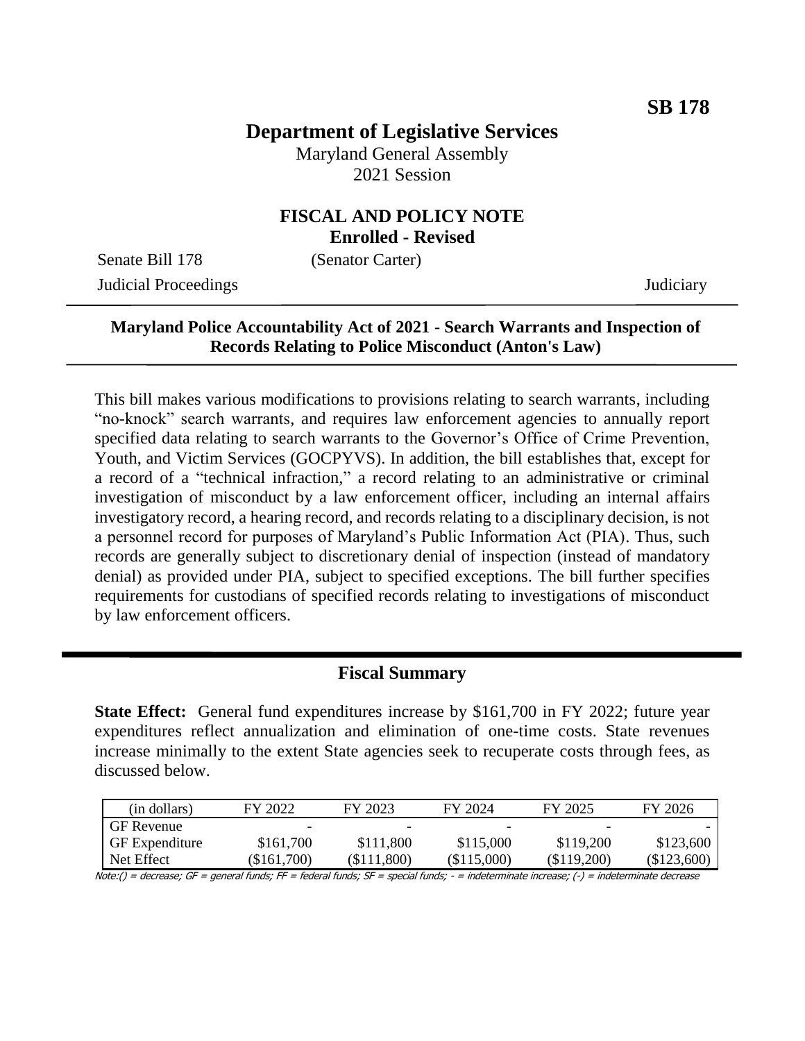**SB 178**

# Department of Legislative Services

Maryland General Assembly
2021 Session

## FISCAL AND POLICY NOTE
**Enrolled - Revised**

Senate Bill 178 (Senator Carter)
Judicial Proceedings Judiciary

**Maryland Police Accountability Act of 2021 - Search Warrants and Inspection of Records Relating to Police Misconduct (Anton's Law)**

This bill makes various modifications to provisions relating to search warrants, including "no-knock" search warrants, and requires law enforcement agencies to annually report specified data relating to search warrants to the Governor's Office of Crime Prevention, Youth, and Victim Services (GOCPYVS). In addition, the bill establishes that, except for a record of a "technical infraction," a record relating to an administrative or criminal investigation of misconduct by a law enforcement officer, including an internal affairs investigatory record, a hearing record, and records relating to a disciplinary decision, is not a personnel record for purposes of Maryland's Public Information Act (PIA). Thus, such records are generally subject to discretionary denial of inspection (instead of mandatory denial) as provided under PIA, subject to specified exceptions. The bill further specifies requirements for custodians of specified records relating to investigations of misconduct by law enforcement officers.

## Fiscal Summary

**State Effect:** General fund expenditures increase by $161,700 in FY 2022; future year expenditures reflect annualization and elimination of one-time costs. State revenues increase minimally to the extent State agencies seek to recuperate costs through fees, as discussed below.

| (in dollars) | FY 2022 | FY 2023 | FY 2024 | FY 2025 | FY 2026 |
|---|---|---|---|---|---|
| GF Revenue | - | - | - | - | - |
| GF Expenditure | $161,700 | $111,800 | $115,000 | $119,200 | $123,600 |
| Net Effect | ($161,700) | ($111,800) | ($115,000) | ($119,200) | ($123,600) |

Note:() = decrease; GF = general funds; FF = federal funds; SF = special funds; - = indeterminate increase; (-) = indeterminate decrease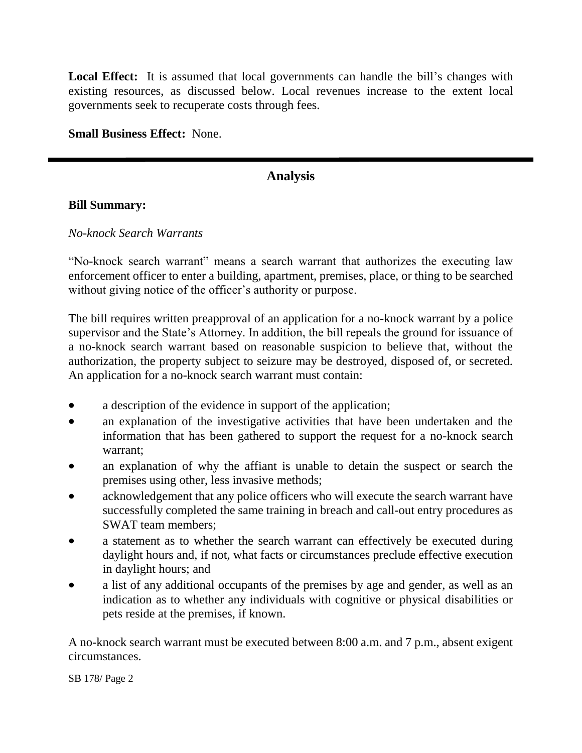**Local Effect:** It is assumed that local governments can handle the bill's changes with existing resources, as discussed below. Local revenues increase to the extent local governments seek to recuperate costs through fees.

**Small Business Effect:** None.

---

## Analysis

**Bill Summary:**

*No-knock Search Warrants*

"No-knock search warrant" means a search warrant that authorizes the executing law enforcement officer to enter a building, apartment, premises, place, or thing to be searched without giving notice of the officer's authority or purpose.

The bill requires written preapproval of an application for a no-knock warrant by a police supervisor and the State's Attorney. In addition, the bill repeals the ground for issuance of a no-knock search warrant based on reasonable suspicion to believe that, without the authorization, the property subject to seizure may be destroyed, disposed of, or secreted. An application for a no-knock search warrant must contain:

- a description of the evidence in support of the application;
- an explanation of the investigative activities that have been undertaken and the information that has been gathered to support the request for a no-knock search warrant;
- an explanation of why the affiant is unable to detain the suspect or search the premises using other, less invasive methods;
- acknowledgement that any police officers who will execute the search warrant have successfully completed the same training in breach and call-out entry procedures as SWAT team members;
- a statement as to whether the search warrant can effectively be executed during daylight hours and, if not, what facts or circumstances preclude effective execution in daylight hours; and
- a list of any additional occupants of the premises by age and gender, as well as an indication as to whether any individuals with cognitive or physical disabilities or pets reside at the premises, if known.

A no-knock search warrant must be executed between 8:00 a.m. and 7 p.m., absent exigent circumstances.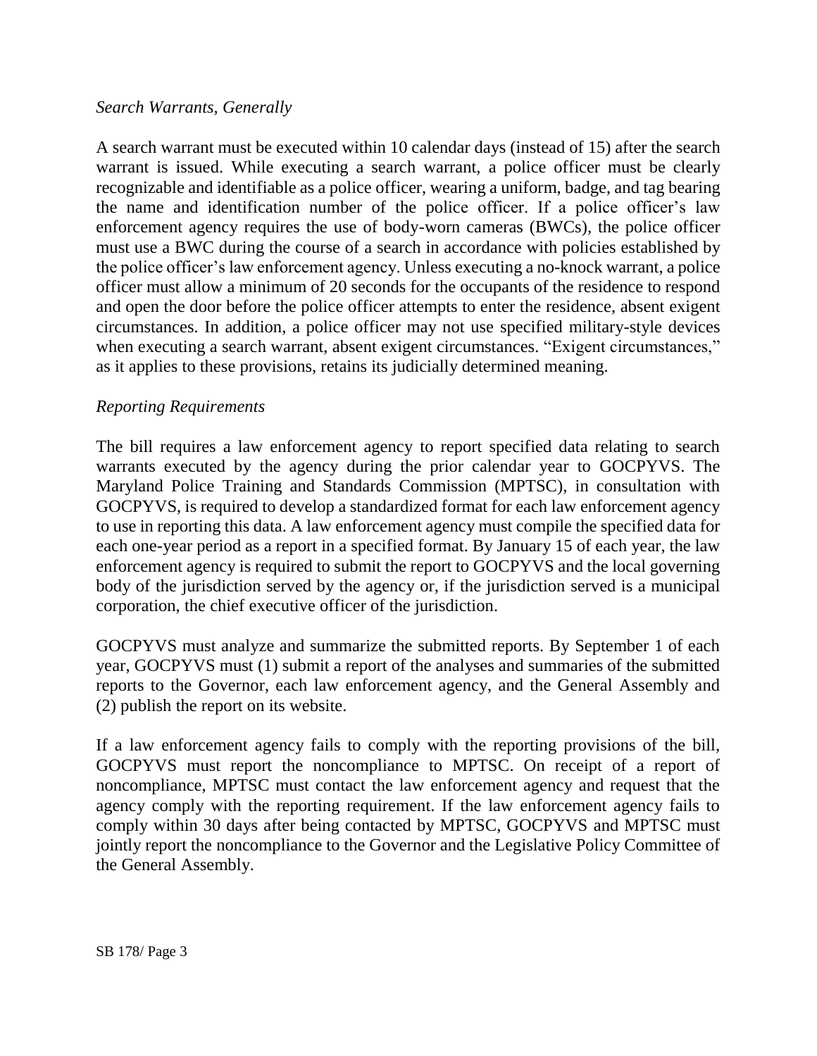*Search Warrants, Generally*

A search warrant must be executed within 10 calendar days (instead of 15) after the search warrant is issued. While executing a search warrant, a police officer must be clearly recognizable and identifiable as a police officer, wearing a uniform, badge, and tag bearing the name and identification number of the police officer. If a police officer's law enforcement agency requires the use of body-worn cameras (BWCs), the police officer must use a BWC during the course of a search in accordance with policies established by the police officer's law enforcement agency. Unless executing a no-knock warrant, a police officer must allow a minimum of 20 seconds for the occupants of the residence to respond and open the door before the police officer attempts to enter the residence, absent exigent circumstances. In addition, a police officer may not use specified military-style devices when executing a search warrant, absent exigent circumstances. "Exigent circumstances," as it applies to these provisions, retains its judicially determined meaning.

*Reporting Requirements*

The bill requires a law enforcement agency to report specified data relating to search warrants executed by the agency during the prior calendar year to GOCPYVS. The Maryland Police Training and Standards Commission (MPTSC), in consultation with GOCPYVS, is required to develop a standardized format for each law enforcement agency to use in reporting this data. A law enforcement agency must compile the specified data for each one-year period as a report in a specified format. By January 15 of each year, the law enforcement agency is required to submit the report to GOCPYVS and the local governing body of the jurisdiction served by the agency or, if the jurisdiction served is a municipal corporation, the chief executive officer of the jurisdiction.

GOCPYVS must analyze and summarize the submitted reports. By September 1 of each year, GOCPYVS must (1) submit a report of the analyses and summaries of the submitted reports to the Governor, each law enforcement agency, and the General Assembly and (2) publish the report on its website.

If a law enforcement agency fails to comply with the reporting provisions of the bill, GOCPYVS must report the noncompliance to MPTSC. On receipt of a report of noncompliance, MPTSC must contact the law enforcement agency and request that the agency comply with the reporting requirement. If the law enforcement agency fails to comply within 30 days after being contacted by MPTSC, GOCPYVS and MPTSC must jointly report the noncompliance to the Governor and the Legislative Policy Committee of the General Assembly.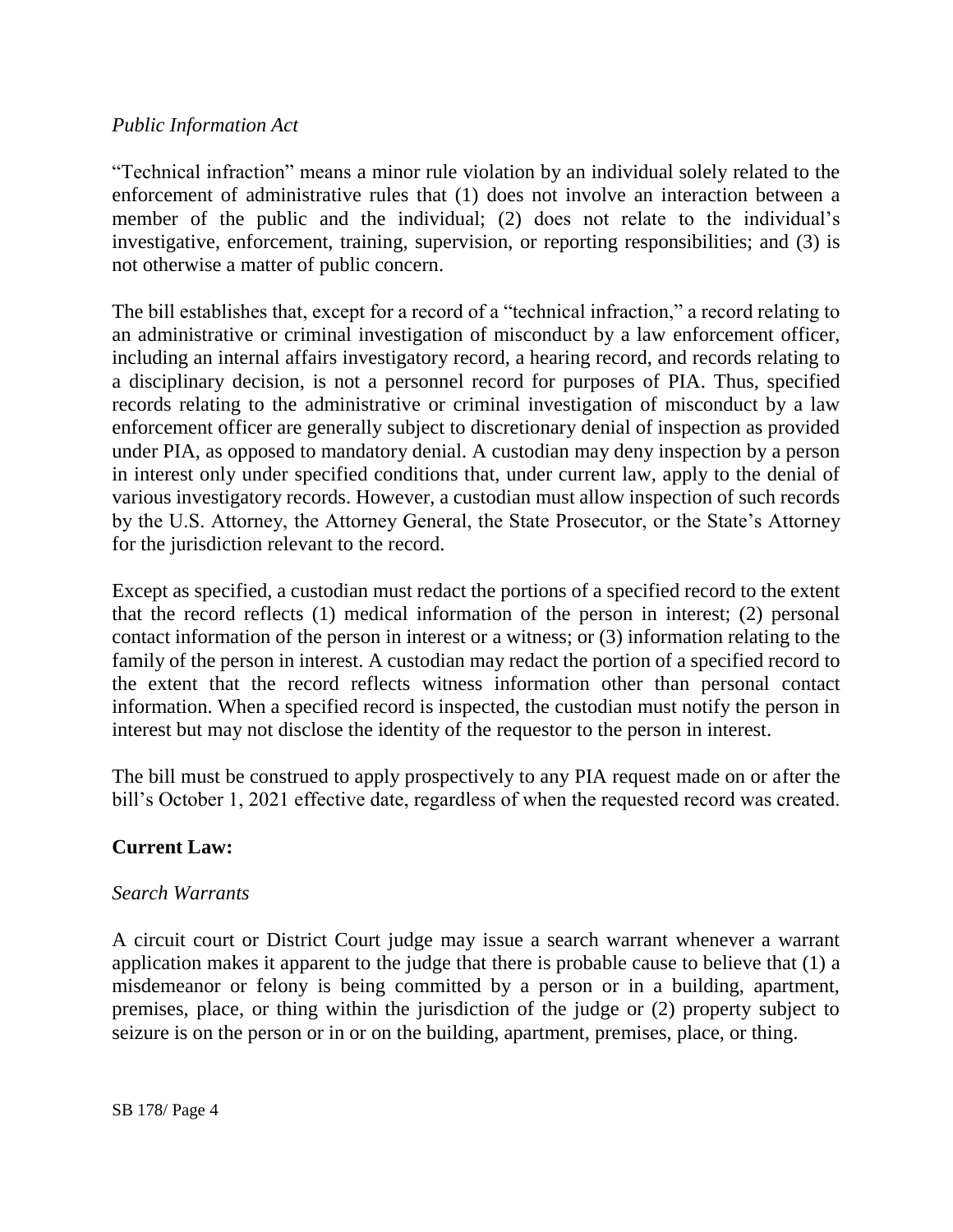*Public Information Act*

"Technical infraction" means a minor rule violation by an individual solely related to the enforcement of administrative rules that (1) does not involve an interaction between a member of the public and the individual; (2) does not relate to the individual's investigative, enforcement, training, supervision, or reporting responsibilities; and (3) is not otherwise a matter of public concern.

The bill establishes that, except for a record of a "technical infraction," a record relating to an administrative or criminal investigation of misconduct by a law enforcement officer, including an internal affairs investigatory record, a hearing record, and records relating to a disciplinary decision, is not a personnel record for purposes of PIA. Thus, specified records relating to the administrative or criminal investigation of misconduct by a law enforcement officer are generally subject to discretionary denial of inspection as provided under PIA, as opposed to mandatory denial. A custodian may deny inspection by a person in interest only under specified conditions that, under current law, apply to the denial of various investigatory records. However, a custodian must allow inspection of such records by the U.S. Attorney, the Attorney General, the State Prosecutor, or the State's Attorney for the jurisdiction relevant to the record.

Except as specified, a custodian must redact the portions of a specified record to the extent that the record reflects (1) medical information of the person in interest; (2) personal contact information of the person in interest or a witness; or (3) information relating to the family of the person in interest. A custodian may redact the portion of a specified record to the extent that the record reflects witness information other than personal contact information. When a specified record is inspected, the custodian must notify the person in interest but may not disclose the identity of the requestor to the person in interest.

The bill must be construed to apply prospectively to any PIA request made on or after the bill's October 1, 2021 effective date, regardless of when the requested record was created.

**Current Law:**

*Search Warrants*

A circuit court or District Court judge may issue a search warrant whenever a warrant application makes it apparent to the judge that there is probable cause to believe that (1) a misdemeanor or felony is being committed by a person or in a building, apartment, premises, place, or thing within the jurisdiction of the judge or (2) property subject to seizure is on the person or in or on the building, apartment, premises, place, or thing.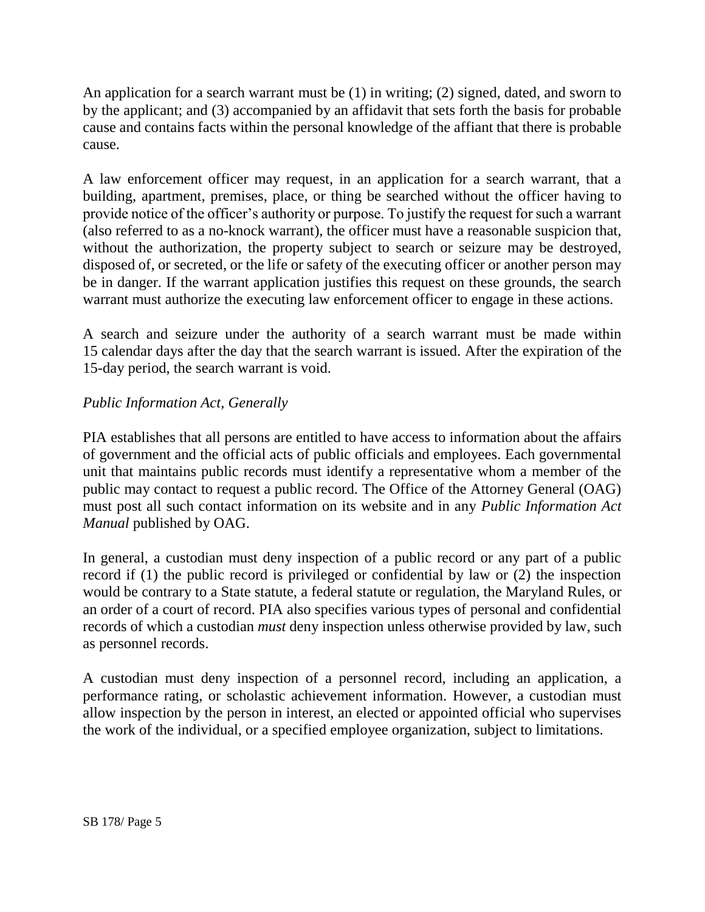An application for a search warrant must be (1) in writing; (2) signed, dated, and sworn to by the applicant; and (3) accompanied by an affidavit that sets forth the basis for probable cause and contains facts within the personal knowledge of the affiant that there is probable cause.

A law enforcement officer may request, in an application for a search warrant, that a building, apartment, premises, place, or thing be searched without the officer having to provide notice of the officer's authority or purpose. To justify the request for such a warrant (also referred to as a no-knock warrant), the officer must have a reasonable suspicion that, without the authorization, the property subject to search or seizure may be destroyed, disposed of, or secreted, or the life or safety of the executing officer or another person may be in danger. If the warrant application justifies this request on these grounds, the search warrant must authorize the executing law enforcement officer to engage in these actions.

A search and seizure under the authority of a search warrant must be made within 15 calendar days after the day that the search warrant is issued. After the expiration of the 15-day period, the search warrant is void.

*Public Information Act, Generally*

PIA establishes that all persons are entitled to have access to information about the affairs of government and the official acts of public officials and employees. Each governmental unit that maintains public records must identify a representative whom a member of the public may contact to request a public record. The Office of the Attorney General (OAG) must post all such contact information on its website and in any *Public Information Act Manual* published by OAG.

In general, a custodian must deny inspection of a public record or any part of a public record if (1) the public record is privileged or confidential by law or (2) the inspection would be contrary to a State statute, a federal statute or regulation, the Maryland Rules, or an order of a court of record. PIA also specifies various types of personal and confidential records of which a custodian *must* deny inspection unless otherwise provided by law, such as personnel records.

A custodian must deny inspection of a personnel record, including an application, a performance rating, or scholastic achievement information. However, a custodian must allow inspection by the person in interest, an elected or appointed official who supervises the work of the individual, or a specified employee organization, subject to limitations.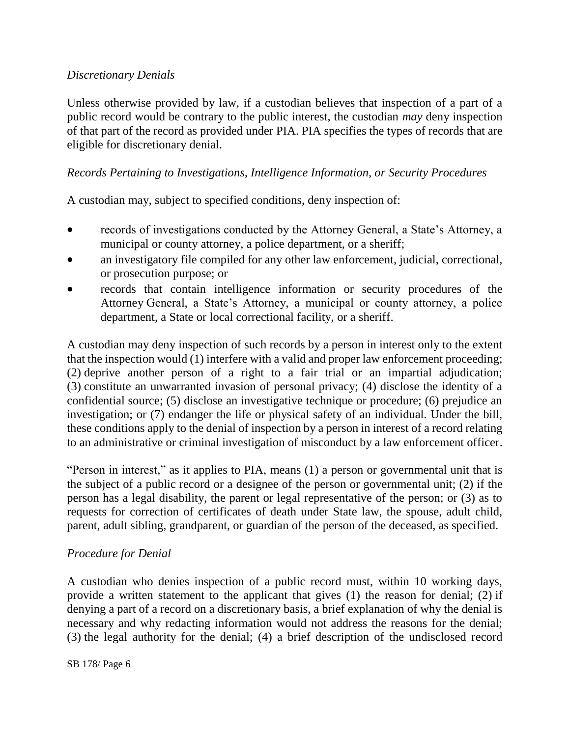*Discretionary Denials*

Unless otherwise provided by law, if a custodian believes that inspection of a part of a public record would be contrary to the public interest, the custodian *may* deny inspection of that part of the record as provided under PIA. PIA specifies the types of records that are eligible for discretionary denial.

*Records Pertaining to Investigations, Intelligence Information, or Security Procedures*

A custodian may, subject to specified conditions, deny inspection of:

- records of investigations conducted by the Attorney General, a State's Attorney, a municipal or county attorney, a police department, or a sheriff;
- an investigatory file compiled for any other law enforcement, judicial, correctional, or prosecution purpose; or
- records that contain intelligence information or security procedures of the Attorney General, a State's Attorney, a municipal or county attorney, a police department, a State or local correctional facility, or a sheriff.

A custodian may deny inspection of such records by a person in interest only to the extent that the inspection would (1) interfere with a valid and proper law enforcement proceeding; (2) deprive another person of a right to a fair trial or an impartial adjudication; (3) constitute an unwarranted invasion of personal privacy; (4) disclose the identity of a confidential source; (5) disclose an investigative technique or procedure; (6) prejudice an investigation; or (7) endanger the life or physical safety of an individual. Under the bill, these conditions apply to the denial of inspection by a person in interest of a record relating to an administrative or criminal investigation of misconduct by a law enforcement officer.

"Person in interest," as it applies to PIA, means (1) a person or governmental unit that is the subject of a public record or a designee of the person or governmental unit; (2) if the person has a legal disability, the parent or legal representative of the person; or (3) as to requests for correction of certificates of death under State law, the spouse, adult child, parent, adult sibling, grandparent, or guardian of the person of the deceased, as specified.

*Procedure for Denial*

A custodian who denies inspection of a public record must, within 10 working days, provide a written statement to the applicant that gives (1) the reason for denial; (2) if denying a part of a record on a discretionary basis, a brief explanation of why the denial is necessary and why redacting information would not address the reasons for the denial; (3) the legal authority for the denial; (4) a brief description of the undisclosed record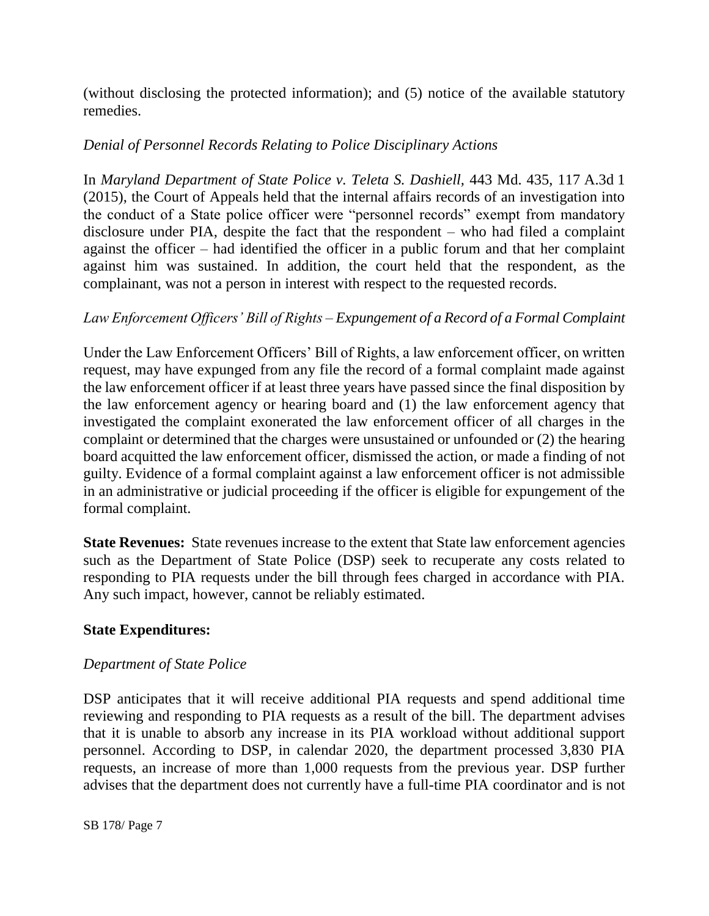(without disclosing the protected information); and (5) notice of the available statutory remedies.

*Denial of Personnel Records Relating to Police Disciplinary Actions*

In *Maryland Department of State Police v. Teleta S. Dashiell*, 443 Md. 435, 117 A.3d 1 (2015), the Court of Appeals held that the internal affairs records of an investigation into the conduct of a State police officer were "personnel records" exempt from mandatory disclosure under PIA, despite the fact that the respondent – who had filed a complaint against the officer – had identified the officer in a public forum and that her complaint against him was sustained. In addition, the court held that the respondent, as the complainant, was not a person in interest with respect to the requested records.

*Law Enforcement Officers' Bill of Rights – Expungement of a Record of a Formal Complaint*

Under the Law Enforcement Officers' Bill of Rights, a law enforcement officer, on written request, may have expunged from any file the record of a formal complaint made against the law enforcement officer if at least three years have passed since the final disposition by the law enforcement agency or hearing board and (1) the law enforcement agency that investigated the complaint exonerated the law enforcement officer of all charges in the complaint or determined that the charges were unsustained or unfounded or (2) the hearing board acquitted the law enforcement officer, dismissed the action, or made a finding of not guilty. Evidence of a formal complaint against a law enforcement officer is not admissible in an administrative or judicial proceeding if the officer is eligible for expungement of the formal complaint.

**State Revenues:** State revenues increase to the extent that State law enforcement agencies such as the Department of State Police (DSP) seek to recuperate any costs related to responding to PIA requests under the bill through fees charged in accordance with PIA. Any such impact, however, cannot be reliably estimated.

**State Expenditures:**

*Department of State Police*

DSP anticipates that it will receive additional PIA requests and spend additional time reviewing and responding to PIA requests as a result of the bill. The department advises that it is unable to absorb any increase in its PIA workload without additional support personnel. According to DSP, in calendar 2020, the department processed 3,830 PIA requests, an increase of more than 1,000 requests from the previous year. DSP further advises that the department does not currently have a full-time PIA coordinator and is not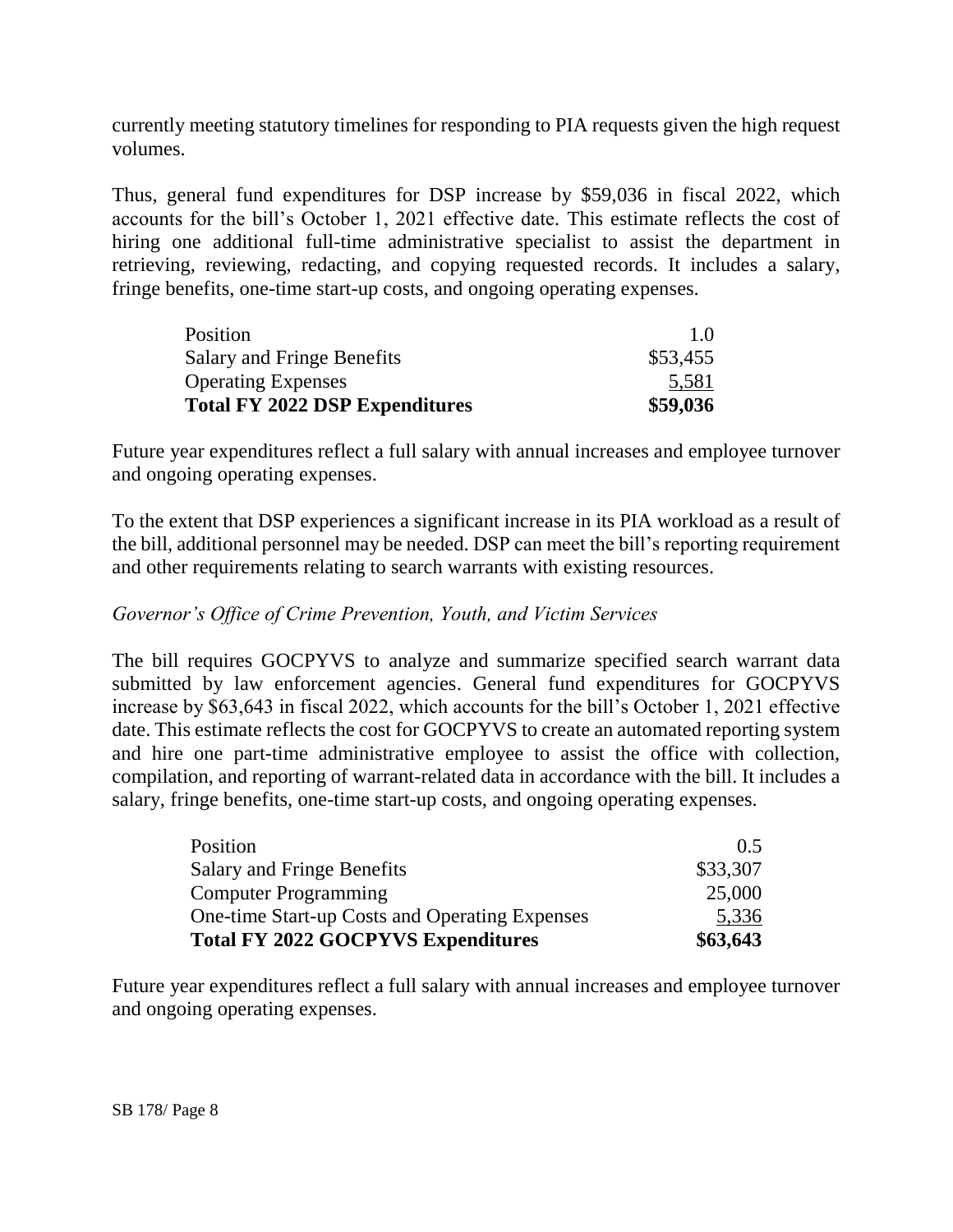currently meeting statutory timelines for responding to PIA requests given the high request volumes.

Thus, general fund expenditures for DSP increase by $59,036 in fiscal 2022, which accounts for the bill's October 1, 2021 effective date. This estimate reflects the cost of hiring one additional full-time administrative specialist to assist the department in retrieving, reviewing, redacting, and copying requested records. It includes a salary, fringe benefits, one-time start-up costs, and ongoing operating expenses.

| | |
|---|---|
| Position | 1.0 |
| Salary and Fringe Benefits | $53,455 |
| Operating Expenses | 5,581 |
| **Total FY 2022 DSP Expenditures** | **$59,036** |

Future year expenditures reflect a full salary with annual increases and employee turnover and ongoing operating expenses.

To the extent that DSP experiences a significant increase in its PIA workload as a result of the bill, additional personnel may be needed. DSP can meet the bill's reporting requirement and other requirements relating to search warrants with existing resources.

*Governor's Office of Crime Prevention, Youth, and Victim Services*

The bill requires GOCPYVS to analyze and summarize specified search warrant data submitted by law enforcement agencies. General fund expenditures for GOCPYVS increase by $63,643 in fiscal 2022, which accounts for the bill's October 1, 2021 effective date. This estimate reflects the cost for GOCPYVS to create an automated reporting system and hire one part-time administrative employee to assist the office with collection, compilation, and reporting of warrant-related data in accordance with the bill. It includes a salary, fringe benefits, one-time start-up costs, and ongoing operating expenses.

| | |
|---|---|
| Position | 0.5 |
| Salary and Fringe Benefits | $33,307 |
| Computer Programming | 25,000 |
| One-time Start-up Costs and Operating Expenses | 5,336 |
| **Total FY 2022 GOCPYVS Expenditures** | **$63,643** |

Future year expenditures reflect a full salary with annual increases and employee turnover and ongoing operating expenses.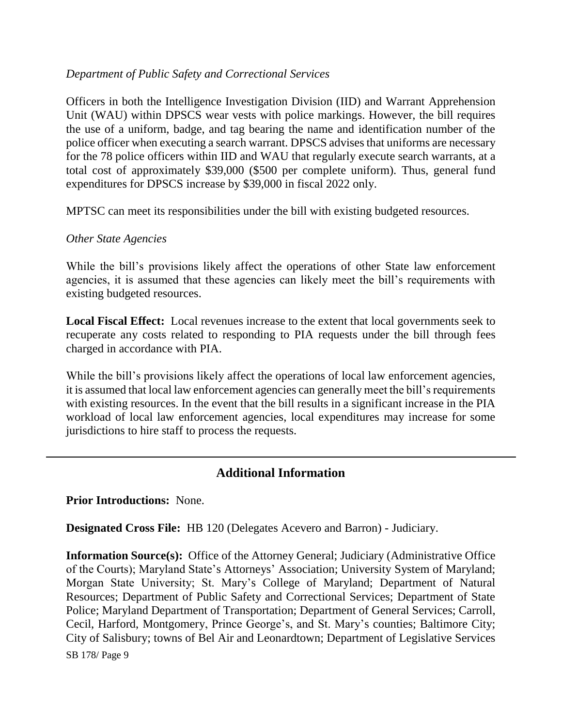*Department of Public Safety and Correctional Services*

Officers in both the Intelligence Investigation Division (IID) and Warrant Apprehension Unit (WAU) within DPSCS wear vests with police markings. However, the bill requires the use of a uniform, badge, and tag bearing the name and identification number of the police officer when executing a search warrant. DPSCS advises that uniforms are necessary for the 78 police officers within IID and WAU that regularly execute search warrants, at a total cost of approximately $39,000 ($500 per complete uniform). Thus, general fund expenditures for DPSCS increase by $39,000 in fiscal 2022 only.

MPTSC can meet its responsibilities under the bill with existing budgeted resources.

*Other State Agencies*

While the bill's provisions likely affect the operations of other State law enforcement agencies, it is assumed that these agencies can likely meet the bill's requirements with existing budgeted resources.

**Local Fiscal Effect:** Local revenues increase to the extent that local governments seek to recuperate any costs related to responding to PIA requests under the bill through fees charged in accordance with PIA.

While the bill's provisions likely affect the operations of local law enforcement agencies, it is assumed that local law enforcement agencies can generally meet the bill's requirements with existing resources. In the event that the bill results in a significant increase in the PIA workload of local law enforcement agencies, local expenditures may increase for some jurisdictions to hire staff to process the requests.

## Additional Information

**Prior Introductions:** None.

**Designated Cross File:** HB 120 (Delegates Acevero and Barron) - Judiciary.

**Information Source(s):** Office of the Attorney General; Judiciary (Administrative Office of the Courts); Maryland State's Attorneys' Association; University System of Maryland; Morgan State University; St. Mary's College of Maryland; Department of Natural Resources; Department of Public Safety and Correctional Services; Department of State Police; Maryland Department of Transportation; Department of General Services; Carroll, Cecil, Harford, Montgomery, Prince George's, and St. Mary's counties; Baltimore City; City of Salisbury; towns of Bel Air and Leonardtown; Department of Legislative Services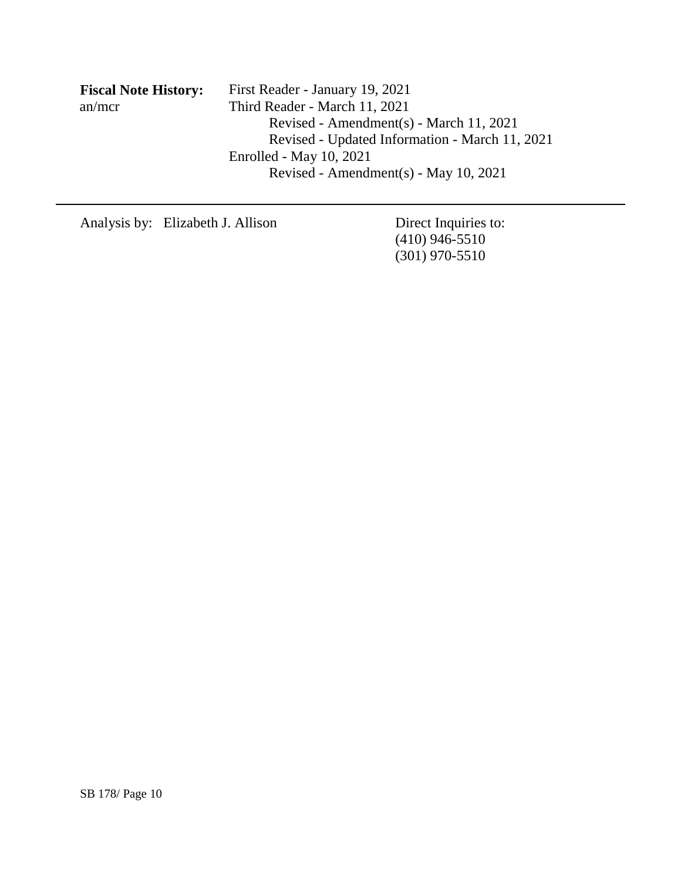**Fiscal Note History:** First Reader - January 19, 2021
an/mcr Third Reader - March 11, 2021
Revised - Amendment(s) - March 11, 2021
Revised - Updated Information - March 11, 2021
Enrolled - May 10, 2021
Revised - Amendment(s) - May 10, 2021

---

Analysis by: Elizabeth J. Allison

Direct Inquiries to:
(410) 946-5510
(301) 970-5510